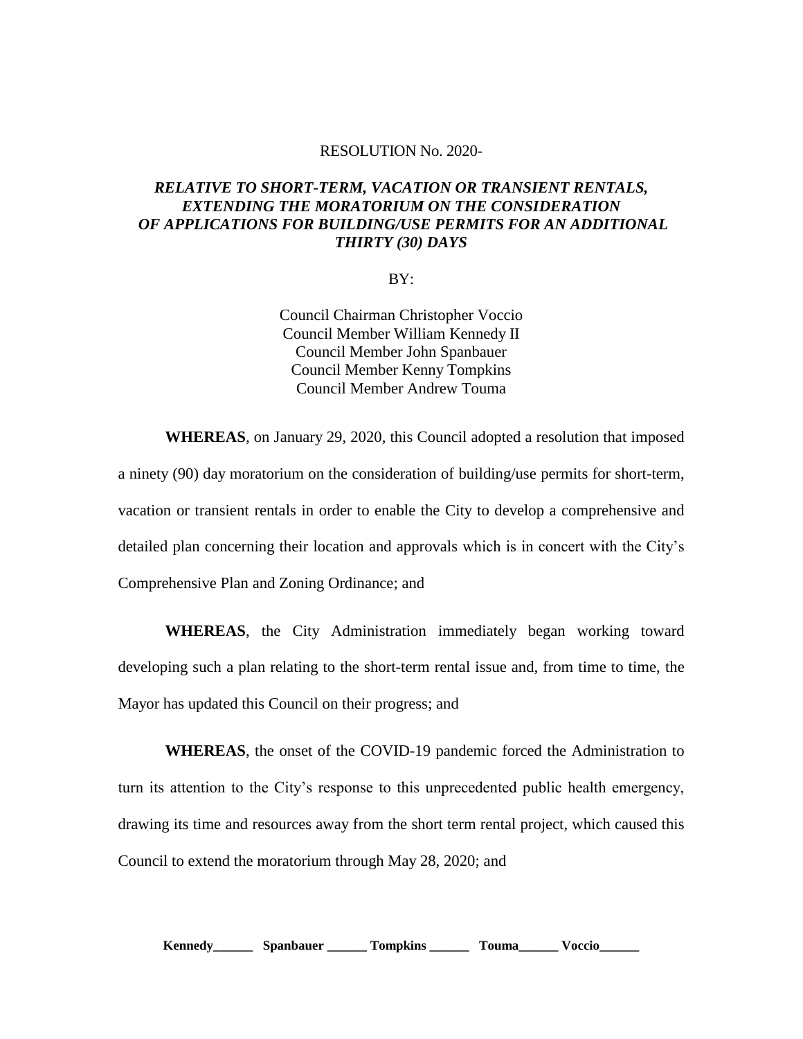RESOLUTION No. 2020-

***RELATIVE TO SHORT-TERM, VACATION OR TRANSIENT RENTALS, EXTENDING THE MORATORIUM ON THE CONSIDERATION OF APPLICATIONS FOR BUILDING/USE PERMITS FOR AN ADDITIONAL THIRTY (30) DAYS***

BY:

Council Chairman Christopher Voccio
Council Member William Kennedy II
Council Member John Spanbauer
Council Member Kenny Tompkins
Council Member Andrew Touma

**WHEREAS**, on January 29, 2020, this Council adopted a resolution that imposed a ninety (90) day moratorium on the consideration of building/use permits for short-term, vacation or transient rentals in order to enable the City to develop a comprehensive and detailed plan concerning their location and approvals which is in concert with the City's Comprehensive Plan and Zoning Ordinance; and

**WHEREAS**, the City Administration immediately began working toward developing such a plan relating to the short-term rental issue and, from time to time, the Mayor has updated this Council on their progress; and

**WHEREAS**, the onset of the COVID-19 pandemic forced the Administration to turn its attention to the City's response to this unprecedented public health emergency, drawing its time and resources away from the short term rental project, which caused this Council to extend the moratorium through May 28, 2020; and

**Kennedy______ Spanbauer ______ Tompkins ______ Touma______ Voccio______**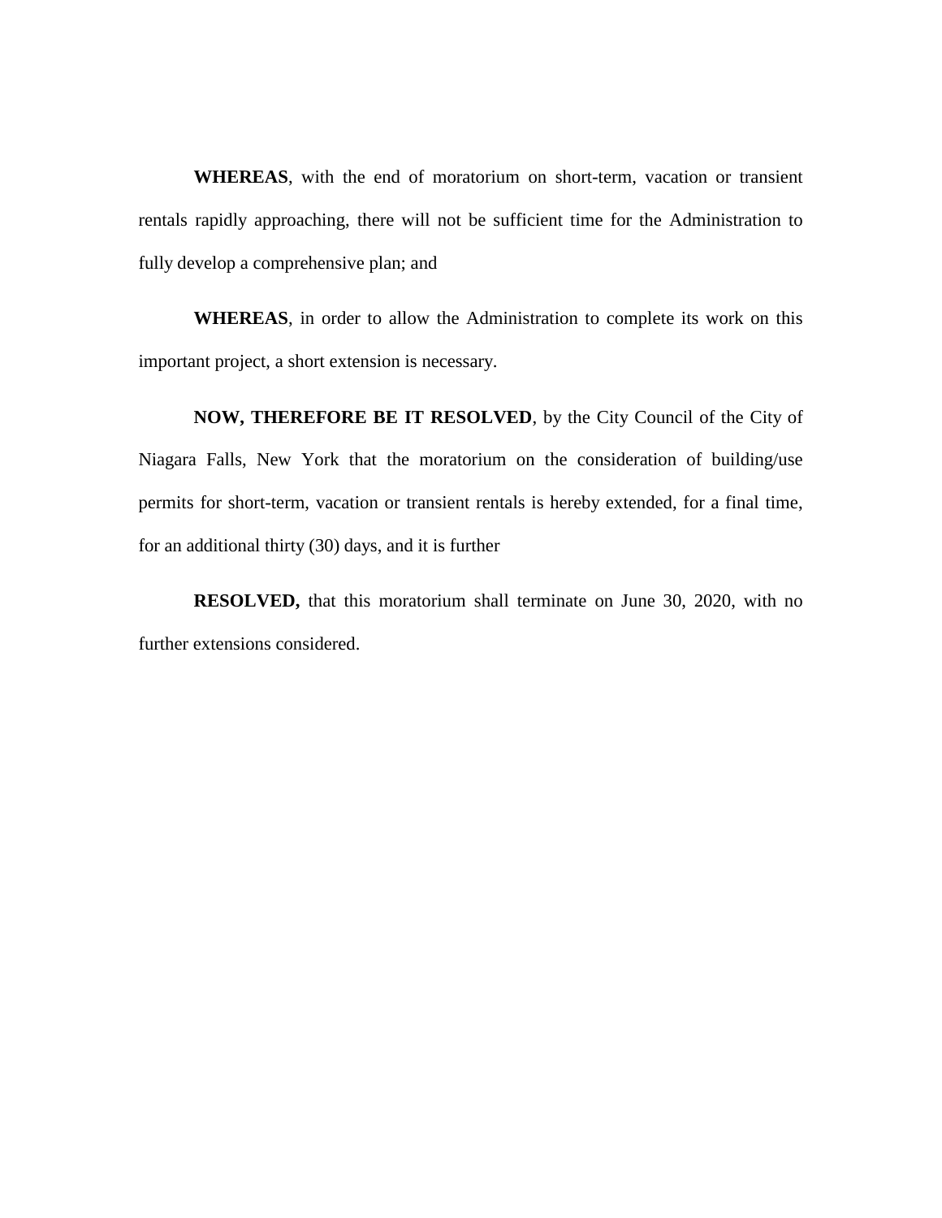**WHEREAS**, with the end of moratorium on short-term, vacation or transient rentals rapidly approaching, there will not be sufficient time for the Administration to fully develop a comprehensive plan; and

**WHEREAS**, in order to allow the Administration to complete its work on this important project, a short extension is necessary.

**NOW, THEREFORE BE IT RESOLVED**, by the City Council of the City of Niagara Falls, New York that the moratorium on the consideration of building/use permits for short-term, vacation or transient rentals is hereby extended, for a final time, for an additional thirty (30) days, and it is further

**RESOLVED,** that this moratorium shall terminate on June 30, 2020, with no further extensions considered.